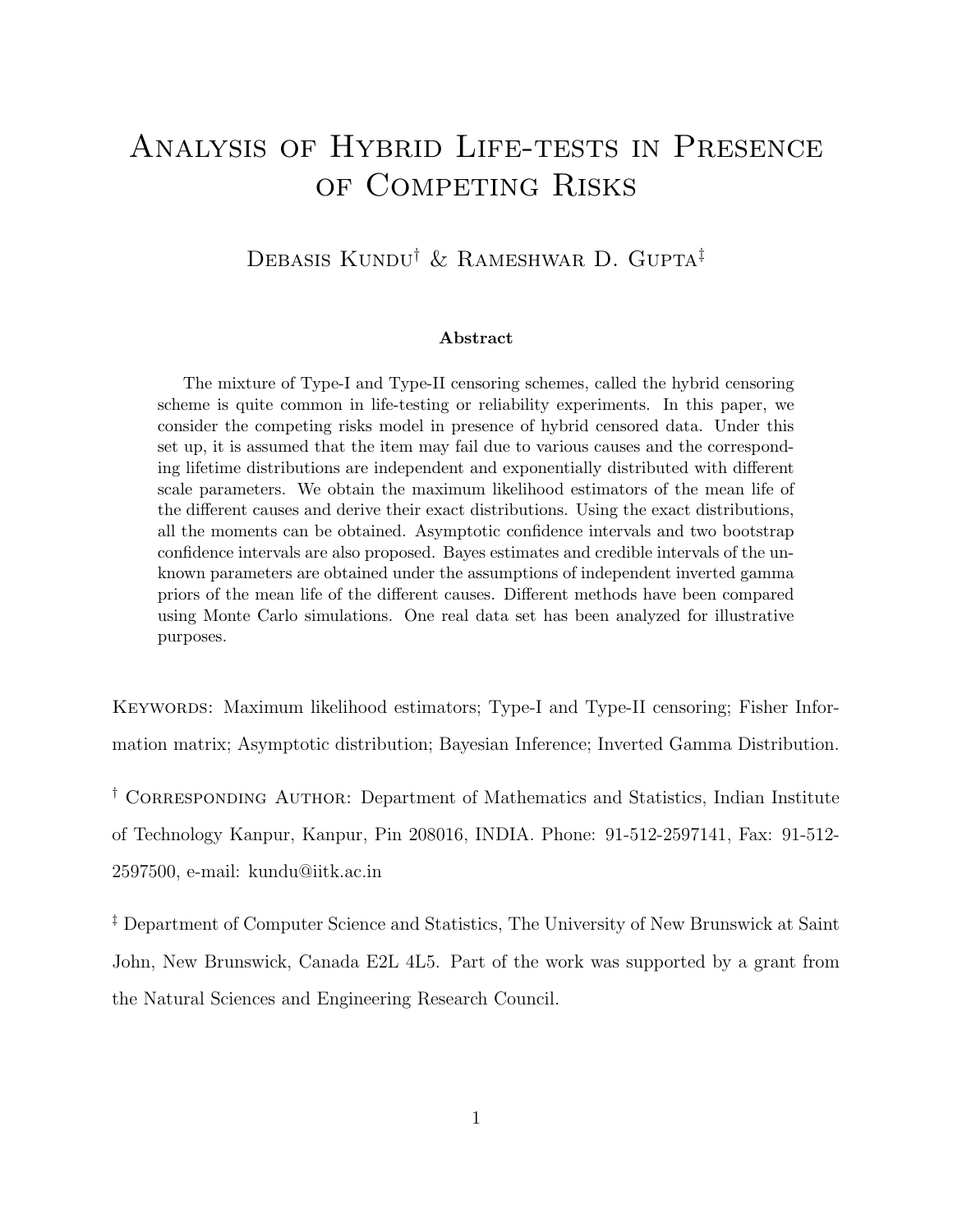# Analysis of Hybrid Life-tests in Presence of Competing Risks

Debasis Kundu[†] & Rameshwar D. Gupta[‡]

**Abstract**

The mixture of Type-I and Type-II censoring schemes, called the hybrid censoring scheme is quite common in life-testing or reliability experiments. In this paper, we consider the competing risks model in presence of hybrid censored data. Under this set up, it is assumed that the item may fail due to various causes and the corresponding lifetime distributions are independent and exponentially distributed with different scale parameters. We obtain the maximum likelihood estimators of the mean life of the different causes and derive their exact distributions. Using the exact distributions, all the moments can be obtained. Asymptotic confidence intervals and two bootstrap confidence intervals are also proposed. Bayes estimates and credible intervals of the unknown parameters are obtained under the assumptions of independent inverted gamma priors of the mean life of the different causes. Different methods have been compared using Monte Carlo simulations. One real data set has been analyzed for illustrative purposes.

Keywords: Maximum likelihood estimators; Type-I and Type-II censoring; Fisher Information matrix; Asymptotic distribution; Bayesian Inference; Inverted Gamma Distribution.

[†] Corresponding Author: Department of Mathematics and Statistics, Indian Institute of Technology Kanpur, Kanpur, Pin 208016, INDIA. Phone: 91-512-2597141, Fax: 91-512-2597500, e-mail: kundu@iitk.ac.in

[‡] Department of Computer Science and Statistics, The University of New Brunswick at Saint John, New Brunswick, Canada E2L 4L5. Part of the work was supported by a grant from the Natural Sciences and Engineering Research Council.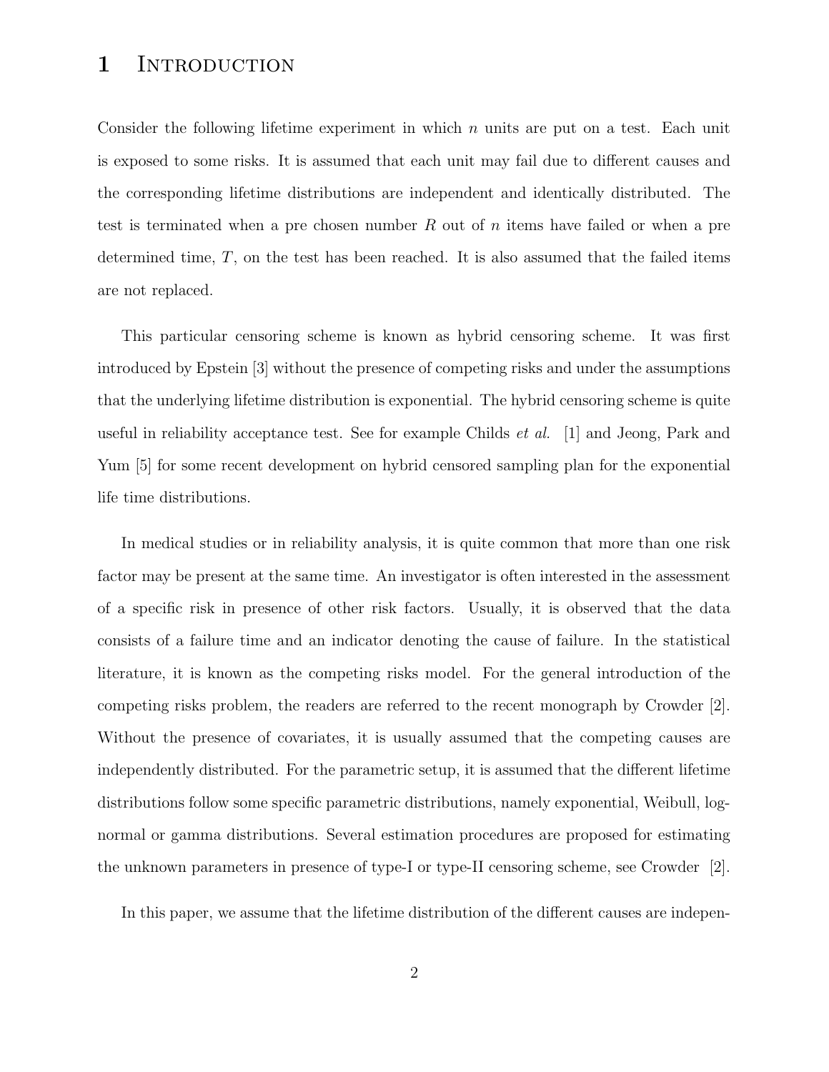# 1 Introduction

Consider the following lifetime experiment in which $n$ units are put on a test. Each unit is exposed to some risks. It is assumed that each unit may fail due to different causes and the corresponding lifetime distributions are independent and identically distributed. The test is terminated when a pre chosen number $R$ out of $n$ items have failed or when a pre determined time, $T$, on the test has been reached. It is also assumed that the failed items are not replaced.

This particular censoring scheme is known as hybrid censoring scheme. It was first introduced by Epstein [3] without the presence of competing risks and under the assumptions that the underlying lifetime distribution is exponential. The hybrid censoring scheme is quite useful in reliability acceptance test. See for example Childs *et al.* [1] and Jeong, Park and Yum [5] for some recent development on hybrid censored sampling plan for the exponential life time distributions.

In medical studies or in reliability analysis, it is quite common that more than one risk factor may be present at the same time. An investigator is often interested in the assessment of a specific risk in presence of other risk factors. Usually, it is observed that the data consists of a failure time and an indicator denoting the cause of failure. In the statistical literature, it is known as the competing risks model. For the general introduction of the competing risks problem, the readers are referred to the recent monograph by Crowder [2]. Without the presence of covariates, it is usually assumed that the competing causes are independently distributed. For the parametric setup, it is assumed that the different lifetime distributions follow some specific parametric distributions, namely exponential, Weibull, log-normal or gamma distributions. Several estimation procedures are proposed for estimating the unknown parameters in presence of type-I or type-II censoring scheme, see Crowder [2].

In this paper, we assume that the lifetime distribution of the different causes are indepen-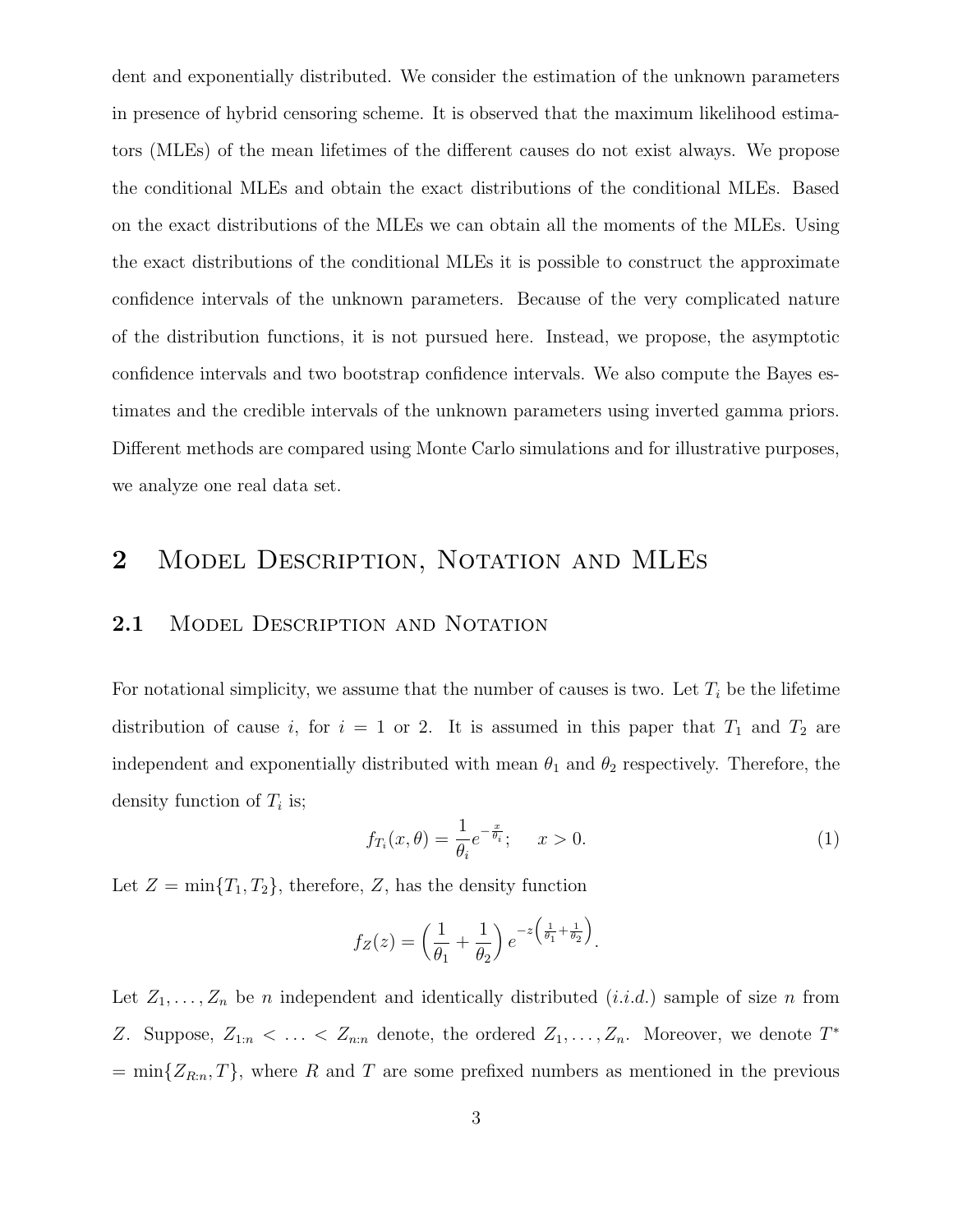dent and exponentially distributed. We consider the estimation of the unknown parameters in presence of hybrid censoring scheme. It is observed that the maximum likelihood estimators (MLEs) of the mean lifetimes of the different causes do not exist always. We propose the conditional MLEs and obtain the exact distributions of the conditional MLEs. Based on the exact distributions of the MLEs we can obtain all the moments of the MLEs. Using the exact distributions of the conditional MLEs it is possible to construct the approximate confidence intervals of the unknown parameters. Because of the very complicated nature of the distribution functions, it is not pursued here. Instead, we propose, the asymptotic confidence intervals and two bootstrap confidence intervals. We also compute the Bayes estimates and the credible intervals of the unknown parameters using inverted gamma priors. Different methods are compared using Monte Carlo simulations and for illustrative purposes, we analyze one real data set.

## 2 Model Description, Notation and MLEs

### 2.1 Model Description and Notation

For notational simplicity, we assume that the number of causes is two. Let $T_i$ be the lifetime distribution of cause $i$, for $i = 1$ or 2. It is assumed in this paper that $T_1$ and $T_2$ are independent and exponentially distributed with mean $\theta_1$ and $\theta_2$ respectively. Therefore, the density function of $T_i$ is;

$$f_{T_i}(x, \theta) = \frac{1}{\theta_i} e^{-\frac{x}{\theta_i}}; \quad x > 0. \tag{1}$$

Let $Z = \min\{T_1, T_2\}$, therefore, $Z$, has the density function

$$f_Z(z) = \left(\frac{1}{\theta_1} + \frac{1}{\theta_2}\right) e^{-z\left(\frac{1}{\theta_1}+\frac{1}{\theta_2}\right)}.$$

Let $Z_1, \ldots, Z_n$ be $n$ independent and identically distributed (*i.i.d.*) sample of size $n$ from $Z$. Suppose, $Z_{1:n} < \ldots < Z_{n:n}$ denote, the ordered $Z_1, \ldots, Z_n$. Moreover, we denote $T^* = \min\{Z_{R:n}, T\}$, where $R$ and $T$ are some prefixed numbers as mentioned in the previous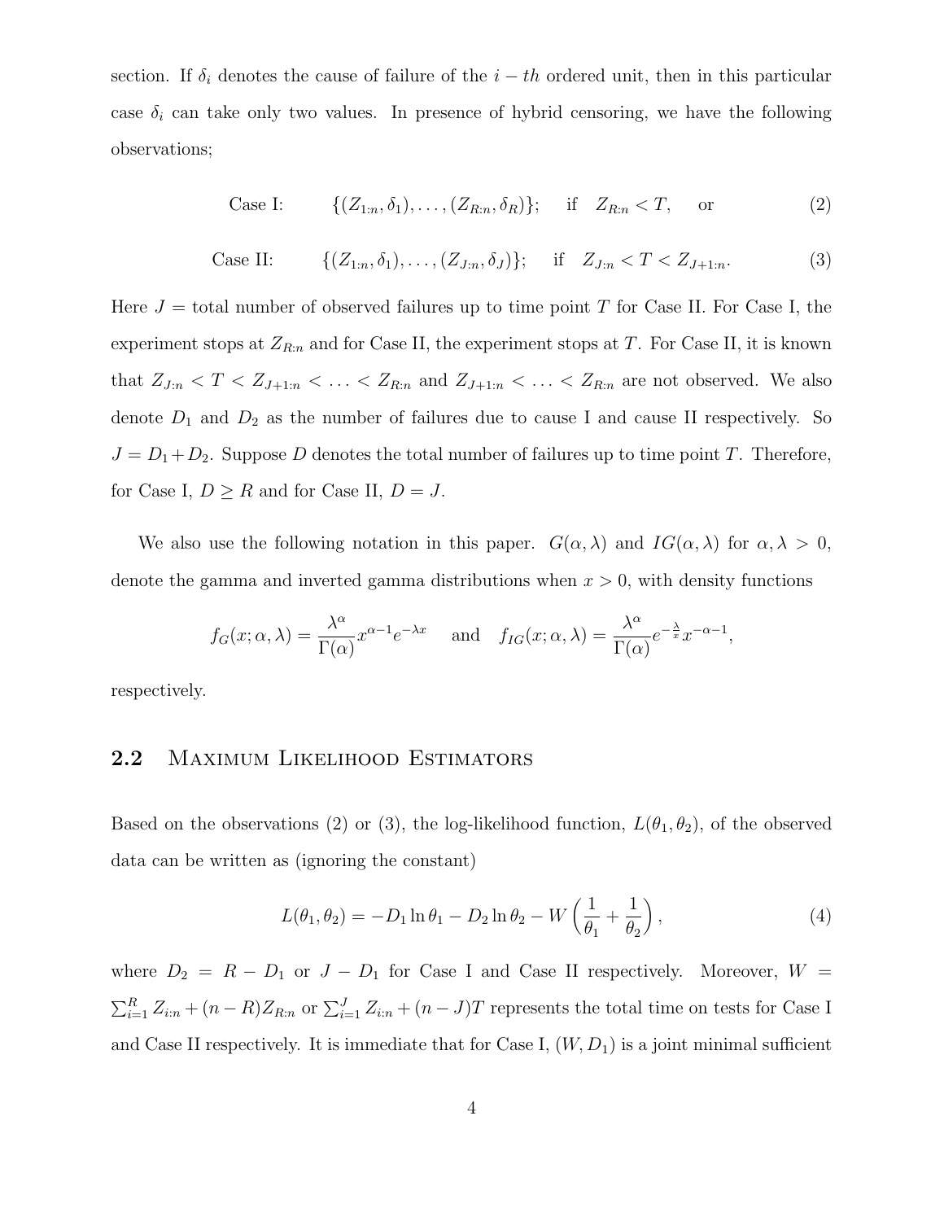section. If $\delta_i$ denotes the cause of failure of the $i-th$ ordered unit, then in this particular case $\delta_i$ can take only two values. In presence of hybrid censoring, we have the following observations;

$$\text{Case I:} \qquad \{(Z_{1:n}, \delta_1), \ldots, (Z_{R:n}, \delta_R)\}; \quad \text{if} \quad Z_{R:n} < T, \quad \text{or} \tag{2}$$

$$\text{Case II:} \qquad \{(Z_{1:n}, \delta_1), \ldots, (Z_{J:n}, \delta_J)\}; \quad \text{if} \quad Z_{J:n} < T < Z_{J+1:n}. \tag{3}$$

Here $J$ = total number of observed failures up to time point $T$ for Case II. For Case I, the experiment stops at $Z_{R:n}$ and for Case II, the experiment stops at $T$. For Case II, it is known that $Z_{J:n} < T < Z_{J+1:n} < \ldots < Z_{R:n}$ and $Z_{J+1:n} < \ldots < Z_{R:n}$ are not observed. We also denote $D_1$ and $D_2$ as the number of failures due to cause I and cause II respectively. So $J = D_1 + D_2$. Suppose $D$ denotes the total number of failures up to time point $T$. Therefore, for Case I, $D \geq R$ and for Case II, $D = J$.

We also use the following notation in this paper. $G(\alpha, \lambda)$ and $IG(\alpha, \lambda)$ for $\alpha, \lambda > 0$, denote the gamma and inverted gamma distributions when $x > 0$, with density functions

$$f_G(x; \alpha, \lambda) = \frac{\lambda^\alpha}{\Gamma(\alpha)} x^{\alpha-1} e^{-\lambda x} \quad \text{and} \quad f_{IG}(x; \alpha, \lambda) = \frac{\lambda^\alpha}{\Gamma(\alpha)} e^{-\frac{\lambda}{x}} x^{-\alpha-1},$$

respectively.

## 2.2 Maximum Likelihood Estimators

Based on the observations (2) or (3), the log-likelihood function, $L(\theta_1, \theta_2)$, of the observed data can be written as (ignoring the constant)

$$L(\theta_1, \theta_2) = -D_1 \ln \theta_1 - D_2 \ln \theta_2 - W \left( \frac{1}{\theta_1} + \frac{1}{\theta_2} \right), \tag{4}$$

where $D_2 = R - D_1$ or $J - D_1$ for Case I and Case II respectively. Moreover, $W = \sum_{i=1}^{R} Z_{i:n} + (n-R)Z_{R:n}$ or $\sum_{i=1}^{J} Z_{i:n} + (n-J)T$ represents the total time on tests for Case I and Case II respectively. It is immediate that for Case I, $(W, D_1)$ is a joint minimal sufficient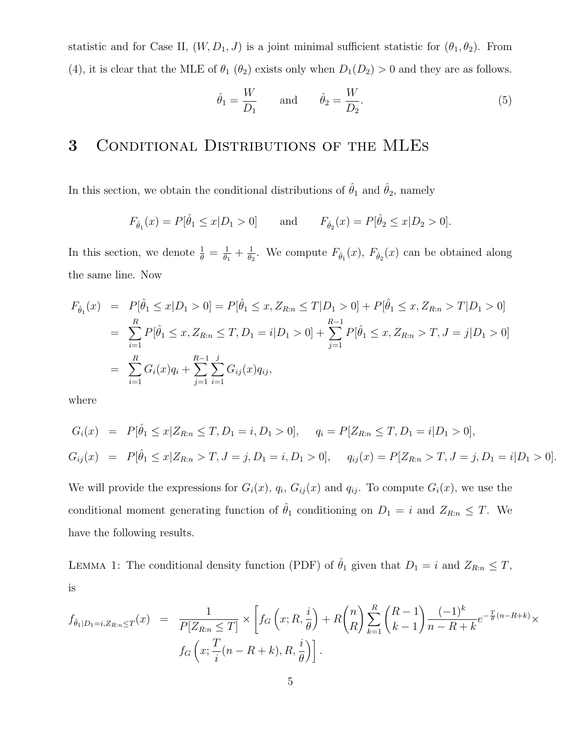statistic and for Case II, $(W, D_1, J)$ is a joint minimal sufficient statistic for $(\theta_1, \theta_2)$. From (4), it is clear that the MLE of $\theta_1$ ($\theta_2$) exists only when $D_1(D_2) > 0$ and they are as follows.

$$\hat{\theta}_1 = \frac{W}{D_1} \qquad \text{and} \qquad \hat{\theta}_2 = \frac{W}{D_2}. \tag{5}$$

# 3 Conditional Distributions of the MLEs

In this section, we obtain the conditional distributions of $\hat{\theta}_1$ and $\hat{\theta}_2$, namely

$$F_{\hat{\theta}_1}(x) = P[\hat{\theta}_1 \leq x | D_1 > 0] \qquad \text{and} \qquad F_{\hat{\theta}_2}(x) = P[\hat{\theta}_2 \leq x | D_2 > 0].$$

In this section, we denote $\frac{1}{\theta} = \frac{1}{\theta_1} + \frac{1}{\theta_2}$. We compute $F_{\hat{\theta}_1}(x)$, $F_{\hat{\theta}_2}(x)$ can be obtained along the same line. Now

$$\begin{aligned}
F_{\hat{\theta}_1}(x) &= P[\hat{\theta}_1 \leq x | D_1 > 0] = P[\hat{\theta}_1 \leq x, Z_{R:n} \leq T | D_1 > 0] + P[\hat{\theta}_1 \leq x, Z_{R:n} > T | D_1 > 0] \\
&= \sum_{i=1}^{R} P[\hat{\theta}_1 \leq x, Z_{R:n} \leq T, D_1 = i | D_1 > 0] + \sum_{j=1}^{R-1} P[\hat{\theta}_1 \leq x, Z_{R:n} > T, J = j | D_1 > 0] \\
&= \sum_{i=1}^{R} G_i(x) q_i + \sum_{j=1}^{R-1} \sum_{i=1}^{j} G_{ij}(x) q_{ij},
\end{aligned}$$

where

$$\begin{aligned}
G_i(x) &= P[\hat{\theta}_1 \leq x | Z_{R:n} \leq T, D_1 = i, D_1 > 0], \quad q_i = P[Z_{R:n} \leq T, D_1 = i | D_1 > 0], \\
G_{ij}(x) &= P[\hat{\theta}_1 \leq x | Z_{R:n} > T, J = j, D_1 = i, D_1 > 0], \quad q_{ij}(x) = P[Z_{R:n} > T, J = j, D_1 = i | D_1 > 0].
\end{aligned}$$

We will provide the expressions for $G_i(x)$, $q_i$, $G_{ij}(x)$ and $q_{ij}$. To compute $G_i(x)$, we use the conditional moment generating function of $\hat{\theta}_1$ conditioning on $D_1 = i$ and $Z_{R:n} \leq T$. We have the following results.

Lemma 1: The conditional density function (PDF) of $\hat{\theta}_1$ given that $D_1 = i$ and $Z_{R:n} \leq T$, is

$$\begin{aligned}
f_{\hat{\theta}_1 | D_1 = i, Z_{R:n} \leq T}(x) &= \frac{1}{P[Z_{R:n} \leq T]} \times \left[ f_G\left(x; R, \frac{i}{\theta}\right) + R\binom{n}{R} \sum_{k=1}^{R} \binom{R-1}{k-1} \frac{(-1)^k}{n-R+k} e^{-\frac{T}{\theta}(n-R+k)} \times \right. \\
&\left. \quad f_G\left(x; \frac{T}{i}(n-R+k), R, \frac{i}{\theta}\right) \right].
\end{aligned}$$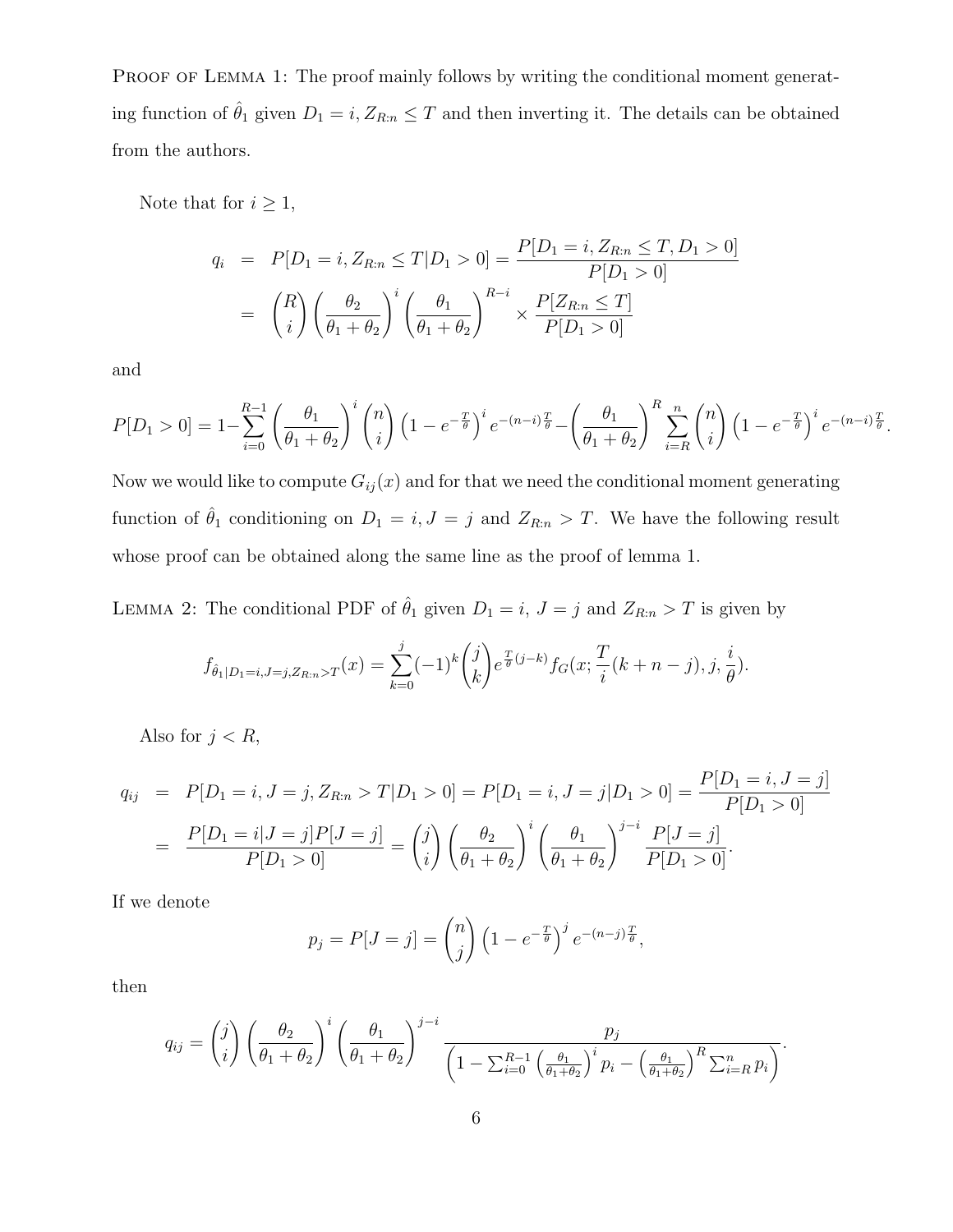PROOF OF LEMMA 1: The proof mainly follows by writing the conditional moment generating function of $\hat{\theta}_1$ given $D_1 = i, Z_{R:n} \leq T$ and then inverting it. The details can be obtained from the authors.

Note that for $i \geq 1$,

$$
\begin{aligned}
q_i &= P[D_1 = i, Z_{R:n} \leq T | D_1 > 0] = \frac{P[D_1 = i, Z_{R:n} \leq T, D_1 > 0]}{P[D_1 > 0]} \\
&= \binom{R}{i} \left(\frac{\theta_2}{\theta_1 + \theta_2}\right)^i \left(\frac{\theta_1}{\theta_1 + \theta_2}\right)^{R-i} \times \frac{P[Z_{R:n} \leq T]}{P[D_1 > 0]}
\end{aligned}
$$

and

$$
P[D_1 > 0] = 1 - \sum_{i=0}^{R-1} \left(\frac{\theta_1}{\theta_1 + \theta_2}\right)^i \binom{n}{i} \left(1 - e^{-\frac{T}{\theta}}\right)^i e^{-(n-i)\frac{T}{\theta}} - \left(\frac{\theta_1}{\theta_1 + \theta_2}\right)^R \sum_{i=R}^{n} \binom{n}{i} \left(1 - e^{-\frac{T}{\theta}}\right)^i e^{-(n-i)\frac{T}{\theta}}.
$$

Now we would like to compute $G_{ij}(x)$ and for that we need the conditional moment generating function of $\hat{\theta}_1$ conditioning on $D_1 = i, J = j$ and $Z_{R:n} > T$. We have the following result whose proof can be obtained along the same line as the proof of lemma 1.

LEMMA 2: The conditional PDF of $\hat{\theta}_1$ given $D_1 = i$, $J = j$ and $Z_{R:n} > T$ is given by

$$
f_{\hat{\theta}_1 | D_1 = i, J = j, Z_{R:n} > T}(x) = \sum_{k=0}^{j} (-1)^k \binom{j}{k} e^{\frac{T}{\theta}(j-k)} f_G(x; \frac{T}{i}(k + n - j), j, \frac{i}{\theta}).
$$

Also for $j < R$,

$$
\begin{aligned}
q_{ij} &= P[D_1 = i, J = j, Z_{R:n} > T | D_1 > 0] = P[D_1 = i, J = j | D_1 > 0] = \frac{P[D_1 = i, J = j]}{P[D_1 > 0]} \\
&= \frac{P[D_1 = i | J = j] P[J = j]}{P[D_1 > 0]} = \binom{j}{i} \left(\frac{\theta_2}{\theta_1 + \theta_2}\right)^i \left(\frac{\theta_1}{\theta_1 + \theta_2}\right)^{j-i} \frac{P[J = j]}{P[D_1 > 0]}.
\end{aligned}
$$

If we denote

$$
p_j = P[J = j] = \binom{n}{j} \left(1 - e^{-\frac{T}{\theta}}\right)^j e^{-(n-j)\frac{T}{\theta}},
$$

then

$$
q_{ij} = \binom{j}{i} \left(\frac{\theta_2}{\theta_1 + \theta_2}\right)^i \left(\frac{\theta_1}{\theta_1 + \theta_2}\right)^{j-i} \frac{p_j}{\left(1 - \sum_{i=0}^{R-1} \left(\frac{\theta_1}{\theta_1 + \theta_2}\right)^i p_i - \left(\frac{\theta_1}{\theta_1 + \theta_2}\right)^R \sum_{i=R}^{n} p_i\right)}.
$$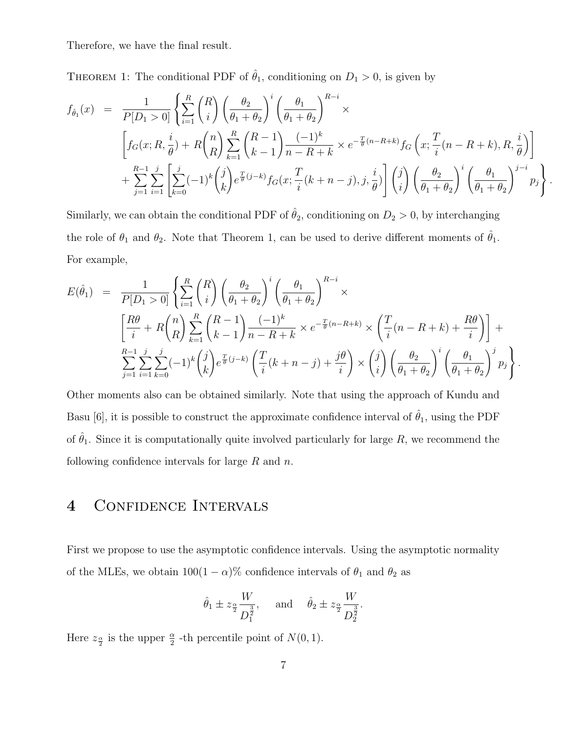Therefore, we have the final result.

THEOREM 1: The conditional PDF of $\hat{\theta}_1$, conditioning on $D_1 > 0$, is given by

$$
\begin{aligned}
f_{\hat{\theta}_1}(x) \quad = \quad & \frac{1}{P[D_1>0]}\left\{\sum_{i=1}^{R}\binom{R}{i}\left(\frac{\theta_2}{\theta_1+\theta_2}\right)^{i}\left(\frac{\theta_1}{\theta_1+\theta_2}\right)^{R-i}\times\right.\\
& \left[f_G(x;R,\frac{i}{\theta})+R\binom{n}{R}\sum_{k=1}^{R}\binom{R-1}{k-1}\frac{(-1)^k}{n-R+k}\times e^{-\frac{T}{\theta}(n-R+k)}f_G\left(x;\frac{T}{i}(n-R+k),R,\frac{i}{\theta}\right)\right]\\
& \left.+\sum_{j=1}^{R-1}\sum_{i=1}^{j}\left[\sum_{k=0}^{j}(-1)^k\binom{j}{k}e^{\frac{T}{\theta}(j-k)}f_G(x;\frac{T}{i}(k+n-j),j,\frac{i}{\theta})\right]\binom{j}{i}\left(\frac{\theta_2}{\theta_1+\theta_2}\right)^{i}\left(\frac{\theta_1}{\theta_1+\theta_2}\right)^{j-i}p_j\right\}.
\end{aligned}
$$

Similarly, we can obtain the conditional PDF of $\hat{\theta}_2$, conditioning on $D_2 > 0$, by interchanging the role of $\theta_1$ and $\theta_2$. Note that Theorem 1, can be used to derive different moments of $\hat{\theta}_1$. For example,

$$
\begin{aligned}
E(\hat{\theta}_1) \quad = \quad & \frac{1}{P[D_1>0]}\left\{\sum_{i=1}^{R}\binom{R}{i}\left(\frac{\theta_2}{\theta_1+\theta_2}\right)^{i}\left(\frac{\theta_1}{\theta_1+\theta_2}\right)^{R-i}\times\right.\\
& \left[\frac{R\theta}{i}+R\binom{n}{R}\sum_{k=1}^{R}\binom{R-1}{k-1}\frac{(-1)^k}{n-R+k}\times e^{-\frac{T}{\theta}(n-R+k)}\times\left(\frac{T}{i}(n-R+k)+\frac{R\theta}{i}\right)\right]+\\
& \left.\sum_{j=1}^{R-1}\sum_{i=1}^{j}\sum_{k=0}^{j}(-1)^k\binom{j}{k}e^{\frac{T}{\theta}(j-k)}\left(\frac{T}{i}(k+n-j)+\frac{j\theta}{i}\right)\times\binom{j}{i}\left(\frac{\theta_2}{\theta_1+\theta_2}\right)^{i}\left(\frac{\theta_1}{\theta_1+\theta_2}\right)^{j}p_j\right\}.
\end{aligned}
$$

Other moments also can be obtained similarly. Note that using the approach of Kundu and Basu [6], it is possible to construct the approximate confidence interval of $\hat{\theta}_1$, using the PDF of $\hat{\theta}_1$. Since it is computationally quite involved particularly for large $R$, we recommend the following confidence intervals for large $R$ and $n$.

# 4 Confidence Intervals

First we propose to use the asymptotic confidence intervals. Using the asymptotic normality of the MLEs, we obtain $100(1-\alpha)\%$ confidence intervals of $\theta_1$ and $\theta_2$ as

$$
\hat{\theta}_1 \pm z_{\frac{\alpha}{2}}\frac{W}{D_1^{\frac{3}{2}}}, \quad \text{and} \quad \hat{\theta}_2 \pm z_{\frac{\alpha}{2}}\frac{W}{D_2^{\frac{3}{2}}}.
$$

Here $z_{\frac{\alpha}{2}}$ is the upper $\frac{\alpha}{2}$ -th percentile point of $N(0,1)$.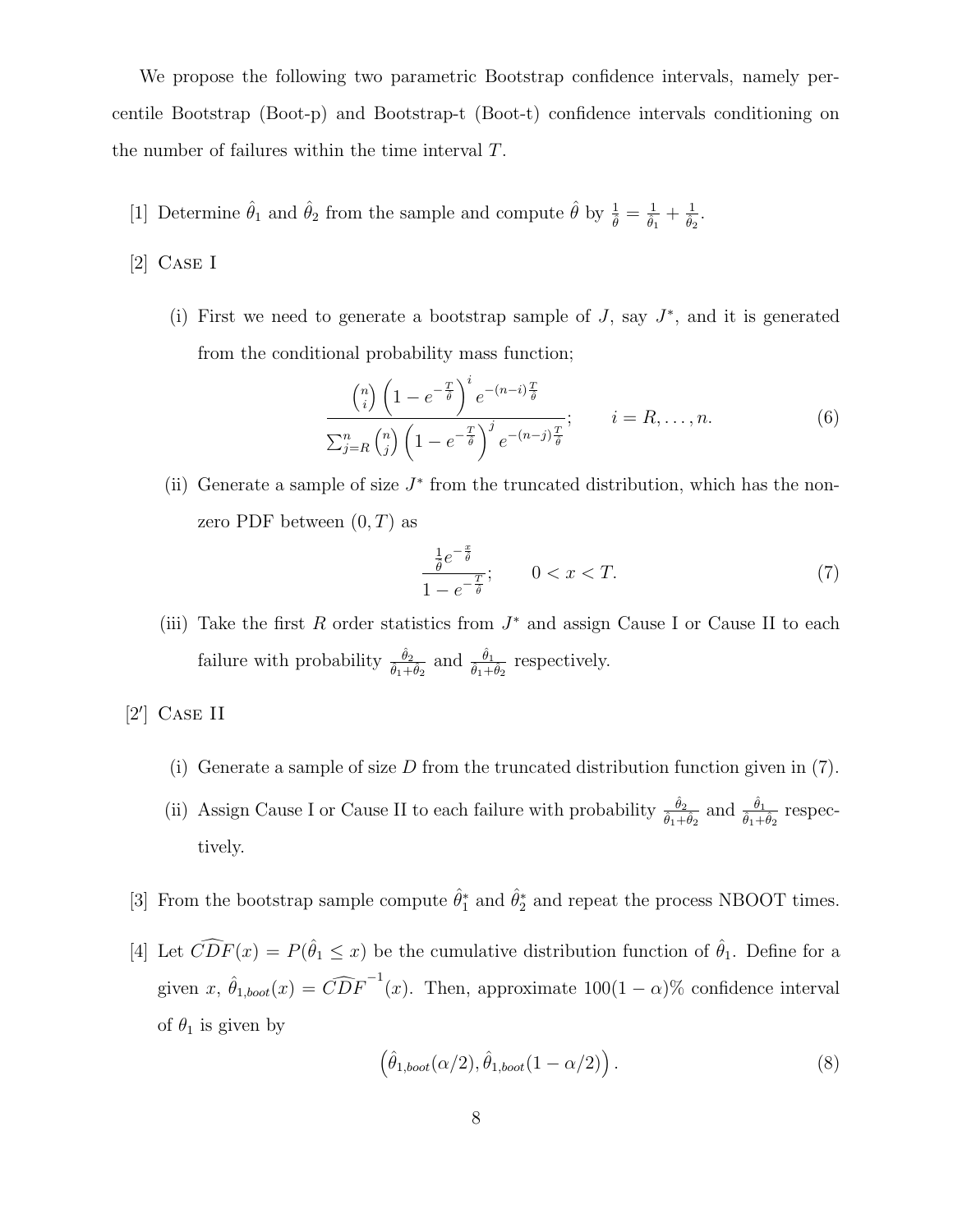We propose the following two parametric Bootstrap confidence intervals, namely percentile Bootstrap (Boot-p) and Bootstrap-t (Boot-t) confidence intervals conditioning on the number of failures within the time interval $T$.

[1] Determine $\hat{\theta}_1$ and $\hat{\theta}_2$ from the sample and compute $\hat{\theta}$ by $\frac{1}{\hat{\theta}} = \frac{1}{\hat{\theta}_1} + \frac{1}{\hat{\theta}_2}$.

[2] Case I

(i) First we need to generate a bootstrap sample of $J$, say $J^*$, and it is generated from the conditional probability mass function;

$$\frac{\binom{n}{i}\left(1 - e^{-\frac{T}{\hat{\theta}}}\right)^{i} e^{-(n-i)\frac{T}{\hat{\theta}}}}{\sum_{j=R}^{n}\binom{n}{j}\left(1 - e^{-\frac{T}{\hat{\theta}}}\right)^{j} e^{-(n-j)\frac{T}{\hat{\theta}}}}; \qquad i = R, \ldots, n. \tag{6}$$

(ii) Generate a sample of size $J^*$ from the truncated distribution, which has the non-zero PDF between $(0, T)$ as

$$\frac{\frac{1}{\hat{\theta}} e^{-\frac{x}{\hat{\theta}}}}{1 - e^{-\frac{T}{\hat{\theta}}}}; \qquad 0 < x < T. \tag{7}$$

(iii) Take the first $R$ order statistics from $J^*$ and assign Cause I or Cause II to each failure with probability $\frac{\hat{\theta}_2}{\hat{\theta}_1 + \hat{\theta}_2}$ and $\frac{\hat{\theta}_1}{\hat{\theta}_1 + \hat{\theta}_2}$ respectively.

[2′] Case II

(i) Generate a sample of size $D$ from the truncated distribution function given in (7).

(ii) Assign Cause I or Cause II to each failure with probability $\frac{\hat{\theta}_2}{\hat{\theta}_1 + \hat{\theta}_2}$ and $\frac{\hat{\theta}_1}{\hat{\theta}_1 + \hat{\theta}_2}$ respectively.

[3] From the bootstrap sample compute $\hat{\theta}_1^*$ and $\hat{\theta}_2^*$ and repeat the process NBOOT times.

[4] Let $\widehat{CDF}(x) = P(\hat{\theta}_1 \le x)$ be the cumulative distribution function of $\hat{\theta}_1$. Define for a given $x$, $\hat{\theta}_{1,boot}(x) = \widehat{CDF}^{-1}(x)$. Then, approximate $100(1-\alpha)\%$ confidence interval of $\theta_1$ is given by

$$\left(\hat{\theta}_{1,boot}(\alpha/2), \hat{\theta}_{1,boot}(1-\alpha/2)\right). \tag{8}$$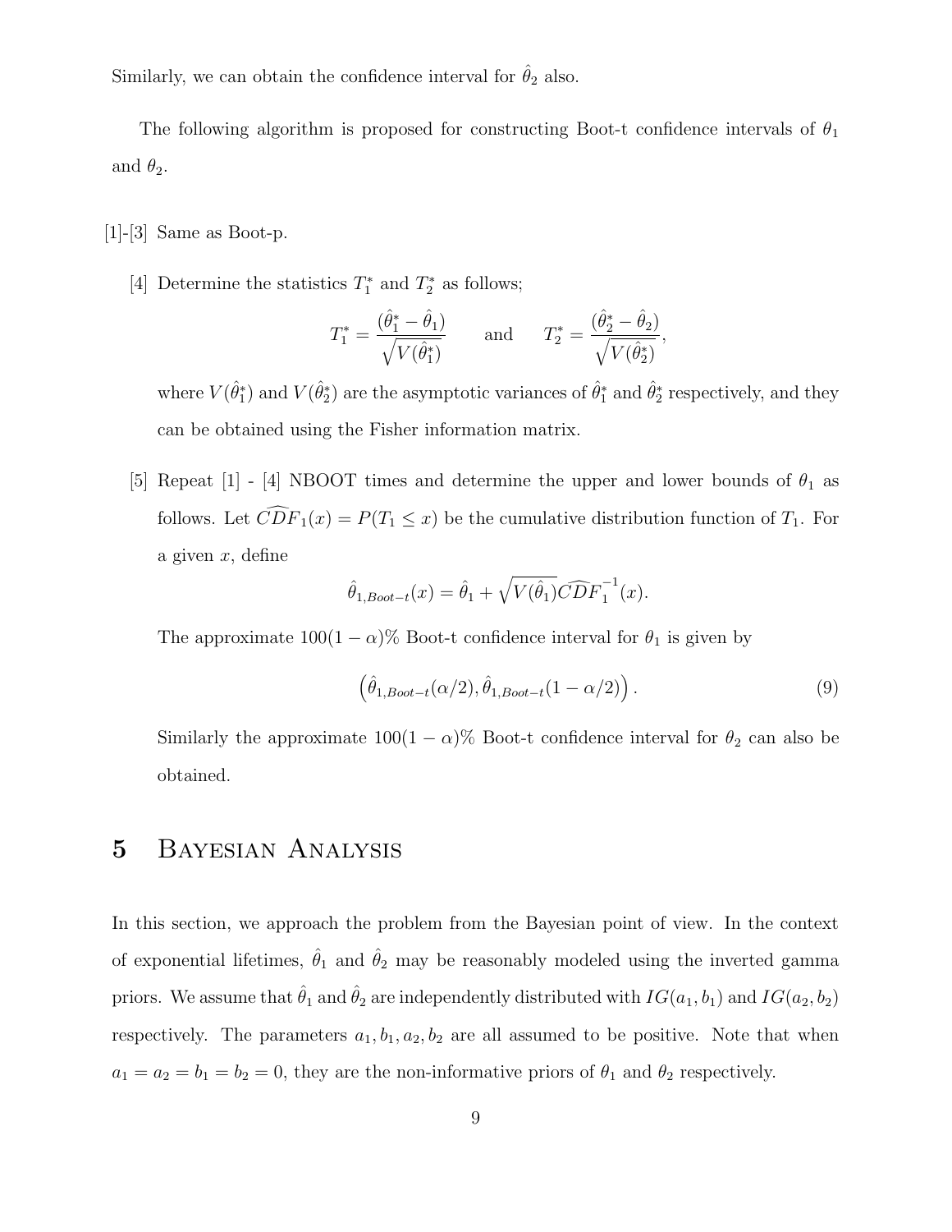Similarly, we can obtain the confidence interval for $\hat{\theta}_2$ also.

The following algorithm is proposed for constructing Boot-t confidence intervals of $\theta_1$ and $\theta_2$.

[1]-[3] Same as Boot-p.

[4] Determine the statistics $T_1^*$ and $T_2^*$ as follows;

$$T_1^* = \frac{(\hat{\theta}_1^* - \hat{\theta}_1)}{\sqrt{V(\hat{\theta}_1^*)}} \qquad \text{and} \qquad T_2^* = \frac{(\hat{\theta}_2^* - \hat{\theta}_2)}{\sqrt{V(\hat{\theta}_2^*)}},$$

where $V(\hat{\theta}_1^*)$ and $V(\hat{\theta}_2^*)$ are the asymptotic variances of $\hat{\theta}_1^*$ and $\hat{\theta}_2^*$ respectively, and they can be obtained using the Fisher information matrix.

[5] Repeat [1] - [4] NBOOT times and determine the upper and lower bounds of $\theta_1$ as follows. Let $\widehat{CDF}_1(x) = P(T_1 \leq x)$ be the cumulative distribution function of $T_1$. For a given $x$, define

$$\hat{\theta}_{1,Boot-t}(x) = \hat{\theta}_1 + \sqrt{V(\hat{\theta}_1)}\widehat{CDF}_1^{-1}(x).$$

The approximate $100(1-\alpha)\%$ Boot-t confidence interval for $\theta_1$ is given by

$$\left(\hat{\theta}_{1,Boot-t}(\alpha/2), \hat{\theta}_{1,Boot-t}(1-\alpha/2)\right). \tag{9}$$

Similarly the approximate $100(1-\alpha)\%$ Boot-t confidence interval for $\theta_2$ can also be obtained.

# 5 Bayesian Analysis

In this section, we approach the problem from the Bayesian point of view. In the context of exponential lifetimes, $\hat{\theta}_1$ and $\hat{\theta}_2$ may be reasonably modeled using the inverted gamma priors. We assume that $\hat{\theta}_1$ and $\hat{\theta}_2$ are independently distributed with $IG(a_1, b_1)$ and $IG(a_2, b_2)$ respectively. The parameters $a_1, b_1, a_2, b_2$ are all assumed to be positive. Note that when $a_1 = a_2 = b_1 = b_2 = 0$, they are the non-informative priors of $\theta_1$ and $\theta_2$ respectively.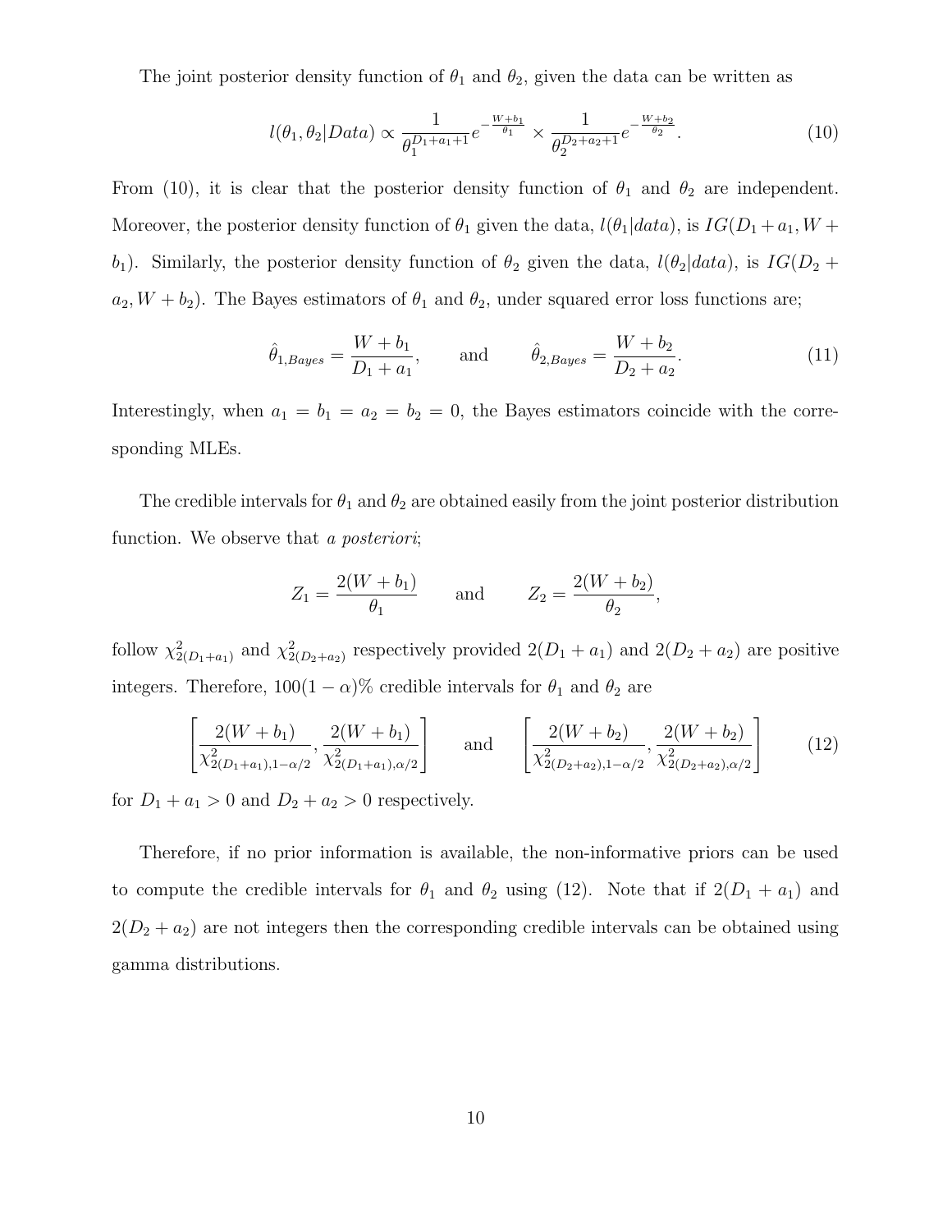The joint posterior density function of $\theta_1$ and $\theta_2$, given the data can be written as

$$l(\theta_1, \theta_2 | Data) \propto \frac{1}{\theta_1^{D_1+a_1+1}} e^{-\frac{W+b_1}{\theta_1}} \times \frac{1}{\theta_2^{D_2+a_2+1}} e^{-\frac{W+b_2}{\theta_2}}. \tag{10}$$

From (10), it is clear that the posterior density function of $\theta_1$ and $\theta_2$ are independent. Moreover, the posterior density function of $\theta_1$ given the data, $l(\theta_1|data)$, is $IG(D_1+a_1, W+b_1)$. Similarly, the posterior density function of $\theta_2$ given the data, $l(\theta_2|data)$, is $IG(D_2+a_2, W+b_2)$. The Bayes estimators of $\theta_1$ and $\theta_2$, under squared error loss functions are;

$$\hat{\theta}_{1,Bayes} = \frac{W+b_1}{D_1+a_1}, \qquad \text{and} \qquad \hat{\theta}_{2,Bayes} = \frac{W+b_2}{D_2+a_2}. \tag{11}$$

Interestingly, when $a_1 = b_1 = a_2 = b_2 = 0$, the Bayes estimators coincide with the corresponding MLEs.

The credible intervals for $\theta_1$ and $\theta_2$ are obtained easily from the joint posterior distribution function. We observe that *a posteriori*;

$$Z_1 = \frac{2(W+b_1)}{\theta_1} \qquad \text{and} \qquad Z_2 = \frac{2(W+b_2)}{\theta_2},$$

follow $\chi^2_{2(D_1+a_1)}$ and $\chi^2_{2(D_2+a_2)}$ respectively provided $2(D_1+a_1)$ and $2(D_2+a_2)$ are positive integers. Therefore, $100(1-\alpha)\%$ credible intervals for $\theta_1$ and $\theta_2$ are

$$\left[ \frac{2(W+b_1)}{\chi^2_{2(D_1+a_1),1-\alpha/2}}, \frac{2(W+b_1)}{\chi^2_{2(D_1+a_1),\alpha/2}} \right] \qquad \text{and} \qquad \left[ \frac{2(W+b_2)}{\chi^2_{2(D_2+a_2),1-\alpha/2}}, \frac{2(W+b_2)}{\chi^2_{2(D_2+a_2),\alpha/2}} \right] \tag{12}$$

for $D_1 + a_1 > 0$ and $D_2 + a_2 > 0$ respectively.

Therefore, if no prior information is available, the non-informative priors can be used to compute the credible intervals for $\theta_1$ and $\theta_2$ using (12). Note that if $2(D_1 + a_1)$ and $2(D_2 + a_2)$ are not integers then the corresponding credible intervals can be obtained using gamma distributions.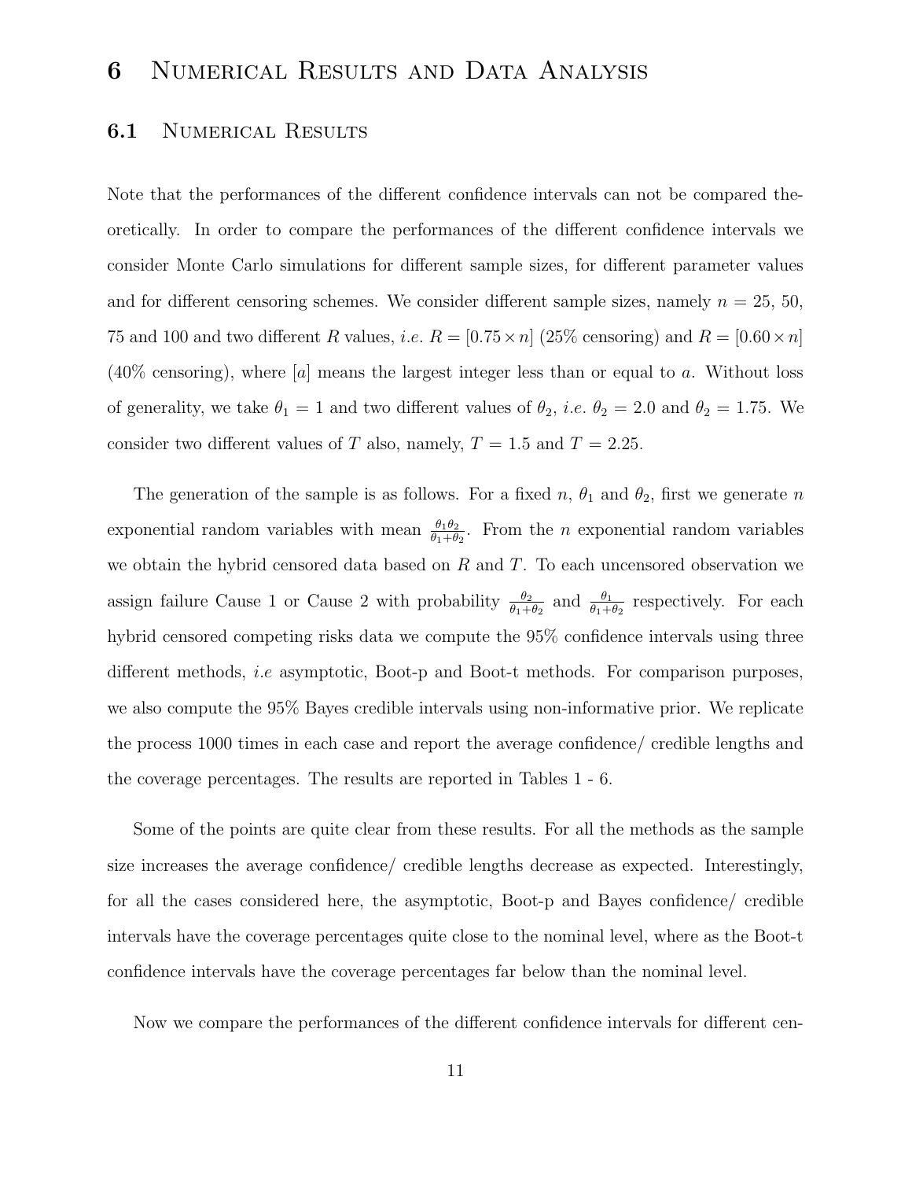# 6 Numerical Results and Data Analysis

## 6.1 Numerical Results

Note that the performances of the different confidence intervals can not be compared theoretically. In order to compare the performances of the different confidence intervals we consider Monte Carlo simulations for different sample sizes, for different parameter values and for different censoring schemes. We consider different sample sizes, namely $n = 25$, 50, 75 and 100 and two different $R$ values, *i.e.* $R = [0.75 \times n]$ (25% censoring) and $R = [0.60 \times n]$ (40% censoring), where $[a]$ means the largest integer less than or equal to $a$. Without loss of generality, we take $\theta_1 = 1$ and two different values of $\theta_2$, *i.e.* $\theta_2 = 2.0$ and $\theta_2 = 1.75$. We consider two different values of $T$ also, namely, $T = 1.5$ and $T = 2.25$.

The generation of the sample is as follows. For a fixed $n$, $\theta_1$ and $\theta_2$, first we generate $n$ exponential random variables with mean $\frac{\theta_1\theta_2}{\theta_1+\theta_2}$. From the $n$ exponential random variables we obtain the hybrid censored data based on $R$ and $T$. To each uncensored observation we assign failure Cause 1 or Cause 2 with probability $\frac{\theta_2}{\theta_1+\theta_2}$ and $\frac{\theta_1}{\theta_1+\theta_2}$ respectively. For each hybrid censored competing risks data we compute the 95% confidence intervals using three different methods, *i.e* asymptotic, Boot-p and Boot-t methods. For comparison purposes, we also compute the 95% Bayes credible intervals using non-informative prior. We replicate the process 1000 times in each case and report the average confidence/ credible lengths and the coverage percentages. The results are reported in Tables 1 - 6.

Some of the points are quite clear from these results. For all the methods as the sample size increases the average confidence/ credible lengths decrease as expected. Interestingly, for all the cases considered here, the asymptotic, Boot-p and Bayes confidence/ credible intervals have the coverage percentages quite close to the nominal level, where as the Boot-t confidence intervals have the coverage percentages far below than the nominal level.

Now we compare the performances of the different confidence intervals for different cen-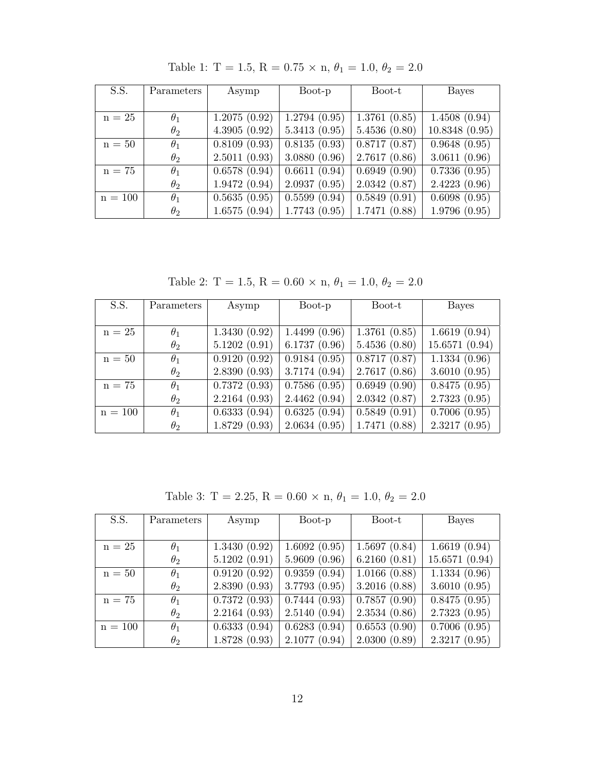Table 1: T = 1.5, R = 0.75 × n, $\theta_1$ = 1.0, $\theta_2$ = 2.0

| S.S. | Parameters | Asymp | Boot-p | Boot-t | Bayes |
|---|---|---|---|---|---|
| n = 25 | $\theta_1$ | 1.2075 (0.92) | 1.2794 (0.95) | 1.3761 (0.85) | 1.4508 (0.94) |
| | $\theta_2$ | 4.3905 (0.92) | 5.3413 (0.95) | 5.4536 (0.80) | 10.8348 (0.95) |
| n = 50 | $\theta_1$ | 0.8109 (0.93) | 0.8135 (0.93) | 0.8717 (0.87) | 0.9648 (0.95) |
| | $\theta_2$ | 2.5011 (0.93) | 3.0880 (0.96) | 2.7617 (0.86) | 3.0611 (0.96) |
| n = 75 | $\theta_1$ | 0.6578 (0.94) | 0.6611 (0.94) | 0.6949 (0.90) | 0.7336 (0.95) |
| | $\theta_2$ | 1.9472 (0.94) | 2.0937 (0.95) | 2.0342 (0.87) | 2.4223 (0.96) |
| n = 100 | $\theta_1$ | 0.5635 (0.95) | 0.5599 (0.94) | 0.5849 (0.91) | 0.6098 (0.95) |
| | $\theta_2$ | 1.6575 (0.94) | 1.7743 (0.95) | 1.7471 (0.88) | 1.9796 (0.95) |

Table 2: T = 1.5, R = 0.60 × n, $\theta_1$ = 1.0, $\theta_2$ = 2.0

| S.S. | Parameters | Asymp | Boot-p | Boot-t | Bayes |
|---|---|---|---|---|---|
| n = 25 | $\theta_1$ | 1.3430 (0.92) | 1.4499 (0.96) | 1.3761 (0.85) | 1.6619 (0.94) |
| | $\theta_2$ | 5.1202 (0.91) | 6.1737 (0.96) | 5.4536 (0.80) | 15.6571 (0.94) |
| n = 50 | $\theta_1$ | 0.9120 (0.92) | 0.9184 (0.95) | 0.8717 (0.87) | 1.1334 (0.96) |
| | $\theta_2$ | 2.8390 (0.93) | 3.7174 (0.94) | 2.7617 (0.86) | 3.6010 (0.95) |
| n = 75 | $\theta_1$ | 0.7372 (0.93) | 0.7586 (0.95) | 0.6949 (0.90) | 0.8475 (0.95) |
| | $\theta_2$ | 2.2164 (0.93) | 2.4462 (0.94) | 2.0342 (0.87) | 2.7323 (0.95) |
| n = 100 | $\theta_1$ | 0.6333 (0.94) | 0.6325 (0.94) | 0.5849 (0.91) | 0.7006 (0.95) |
| | $\theta_2$ | 1.8729 (0.93) | 2.0634 (0.95) | 1.7471 (0.88) | 2.3217 (0.95) |

Table 3: T = 2.25, R = 0.60 × n, $\theta_1$ = 1.0, $\theta_2$ = 2.0

| S.S. | Parameters | Asymp | Boot-p | Boot-t | Bayes |
|---|---|---|---|---|---|
| n = 25 | $\theta_1$ | 1.3430 (0.92) | 1.6092 (0.95) | 1.5697 (0.84) | 1.6619 (0.94) |
| | $\theta_2$ | 5.1202 (0.91) | 5.9609 (0.96) | 6.2160 (0.81) | 15.6571 (0.94) |
| n = 50 | $\theta_1$ | 0.9120 (0.92) | 0.9359 (0.94) | 1.0166 (0.88) | 1.1334 (0.96) |
| | $\theta_2$ | 2.8390 (0.93) | 3.7793 (0.95) | 3.2016 (0.88) | 3.6010 (0.95) |
| n = 75 | $\theta_1$ | 0.7372 (0.93) | 0.7444 (0.93) | 0.7857 (0.90) | 0.8475 (0.95) |
| | $\theta_2$ | 2.2164 (0.93) | 2.5140 (0.94) | 2.3534 (0.86) | 2.7323 (0.95) |
| n = 100 | $\theta_1$ | 0.6333 (0.94) | 0.6283 (0.94) | 0.6553 (0.90) | 0.7006 (0.95) |
| | $\theta_2$ | 1.8728 (0.93) | 2.1077 (0.94) | 2.0300 (0.89) | 2.3217 (0.95) |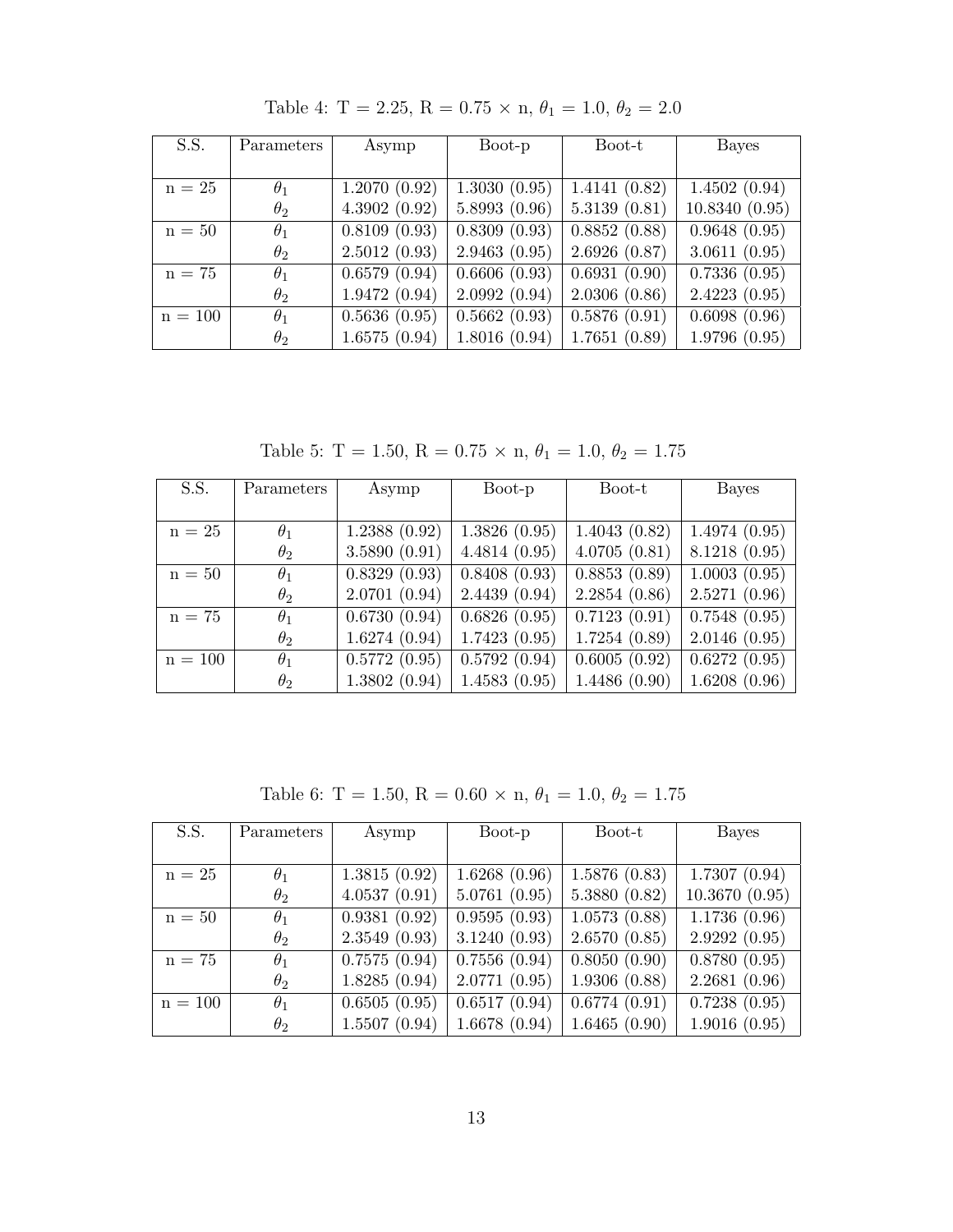Table 4: T = 2.25, R = 0.75 × n, $\theta_1$ = 1.0, $\theta_2$ = 2.0

| S.S. | Parameters | Asymp | Boot-p | Boot-t | Bayes |
|---|---|---|---|---|---|
| n = 25 | $\theta_1$ | 1.2070 (0.92) | 1.3030 (0.95) | 1.4141 (0.82) | 1.4502 (0.94) |
| | $\theta_2$ | 4.3902 (0.92) | 5.8993 (0.96) | 5.3139 (0.81) | 10.8340 (0.95) |
| n = 50 | $\theta_1$ | 0.8109 (0.93) | 0.8309 (0.93) | 0.8852 (0.88) | 0.9648 (0.95) |
| | $\theta_2$ | 2.5012 (0.93) | 2.9463 (0.95) | 2.6926 (0.87) | 3.0611 (0.95) |
| n = 75 | $\theta_1$ | 0.6579 (0.94) | 0.6606 (0.93) | 0.6931 (0.90) | 0.7336 (0.95) |
| | $\theta_2$ | 1.9472 (0.94) | 2.0992 (0.94) | 2.0306 (0.86) | 2.4223 (0.95) |
| n = 100 | $\theta_1$ | 0.5636 (0.95) | 0.5662 (0.93) | 0.5876 (0.91) | 0.6098 (0.96) |
| | $\theta_2$ | 1.6575 (0.94) | 1.8016 (0.94) | 1.7651 (0.89) | 1.9796 (0.95) |

Table 5: T = 1.50, R = 0.75 × n, $\theta_1$ = 1.0, $\theta_2$ = 1.75

| S.S. | Parameters | Asymp | Boot-p | Boot-t | Bayes |
|---|---|---|---|---|---|
| n = 25 | $\theta_1$ | 1.2388 (0.92) | 1.3826 (0.95) | 1.4043 (0.82) | 1.4974 (0.95) |
| | $\theta_2$ | 3.5890 (0.91) | 4.4814 (0.95) | 4.0705 (0.81) | 8.1218 (0.95) |
| n = 50 | $\theta_1$ | 0.8329 (0.93) | 0.8408 (0.93) | 0.8853 (0.89) | 1.0003 (0.95) |
| | $\theta_2$ | 2.0701 (0.94) | 2.4439 (0.94) | 2.2854 (0.86) | 2.5271 (0.96) |
| n = 75 | $\theta_1$ | 0.6730 (0.94) | 0.6826 (0.95) | 0.7123 (0.91) | 0.7548 (0.95) |
| | $\theta_2$ | 1.6274 (0.94) | 1.7423 (0.95) | 1.7254 (0.89) | 2.0146 (0.95) |
| n = 100 | $\theta_1$ | 0.5772 (0.95) | 0.5792 (0.94) | 0.6005 (0.92) | 0.6272 (0.95) |
| | $\theta_2$ | 1.3802 (0.94) | 1.4583 (0.95) | 1.4486 (0.90) | 1.6208 (0.96) |

Table 6: T = 1.50, R = 0.60 × n, $\theta_1$ = 1.0, $\theta_2$ = 1.75

| S.S. | Parameters | Asymp | Boot-p | Boot-t | Bayes |
|---|---|---|---|---|---|
| n = 25 | $\theta_1$ | 1.3815 (0.92) | 1.6268 (0.96) | 1.5876 (0.83) | 1.7307 (0.94) |
| | $\theta_2$ | 4.0537 (0.91) | 5.0761 (0.95) | 5.3880 (0.82) | 10.3670 (0.95) |
| n = 50 | $\theta_1$ | 0.9381 (0.92) | 0.9595 (0.93) | 1.0573 (0.88) | 1.1736 (0.96) |
| | $\theta_2$ | 2.3549 (0.93) | 3.1240 (0.93) | 2.6570 (0.85) | 2.9292 (0.95) |
| n = 75 | $\theta_1$ | 0.7575 (0.94) | 0.7556 (0.94) | 0.8050 (0.90) | 0.8780 (0.95) |
| | $\theta_2$ | 1.8285 (0.94) | 2.0771 (0.95) | 1.9306 (0.88) | 2.2681 (0.96) |
| n = 100 | $\theta_1$ | 0.6505 (0.95) | 0.6517 (0.94) | 0.6774 (0.91) | 0.7238 (0.95) |
| | $\theta_2$ | 1.5507 (0.94) | 1.6678 (0.94) | 1.6465 (0.90) | 1.9016 (0.95) |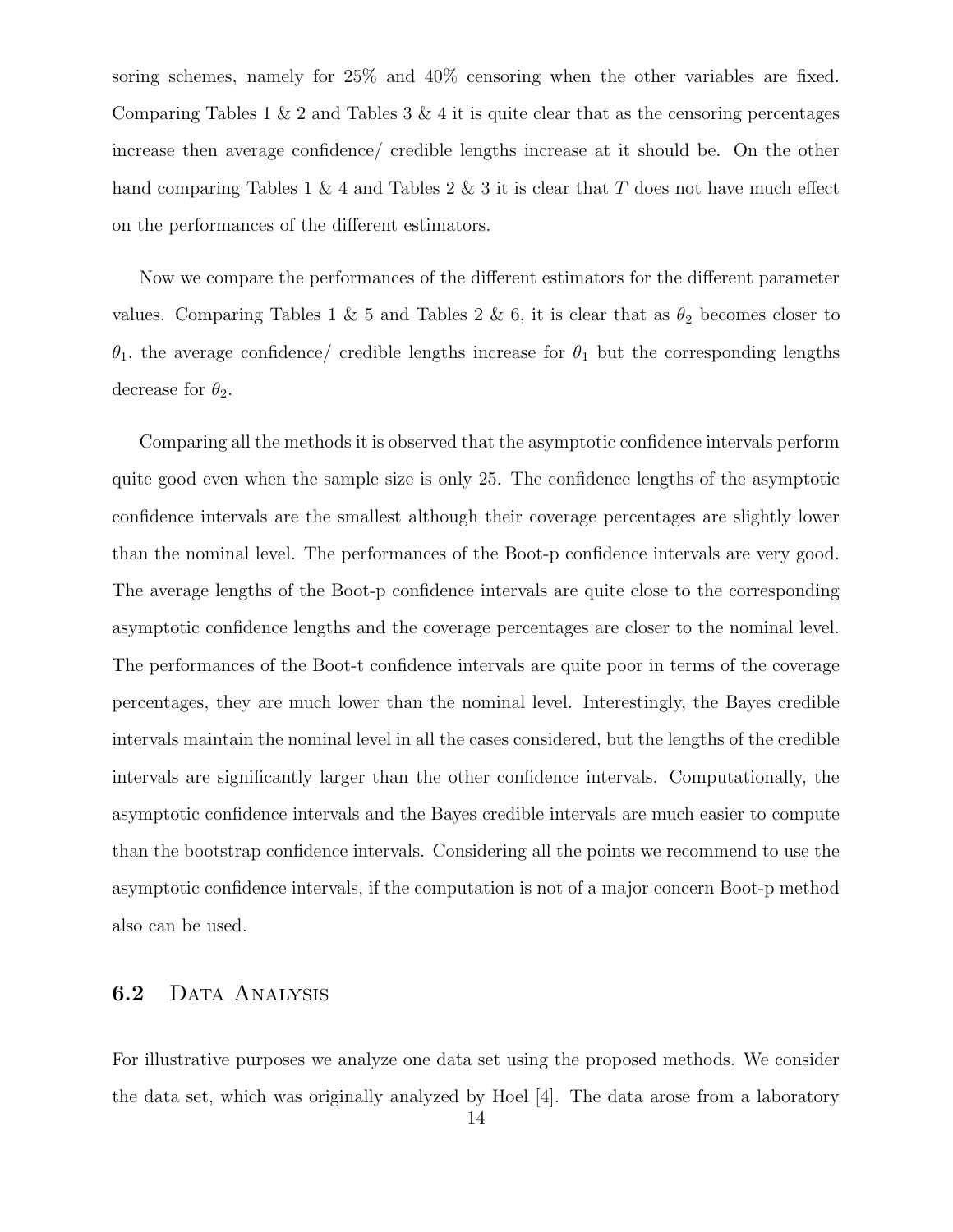soring schemes, namely for 25% and 40% censoring when the other variables are fixed. Comparing Tables 1 & 2 and Tables 3 & 4 it is quite clear that as the censoring percentages increase then average confidence/ credible lengths increase at it should be. On the other hand comparing Tables 1 & 4 and Tables 2 & 3 it is clear that $T$ does not have much effect on the performances of the different estimators.

Now we compare the performances of the different estimators for the different parameter values. Comparing Tables 1 & 5 and Tables 2 & 6, it is clear that as $\theta_2$ becomes closer to $\theta_1$, the average confidence/ credible lengths increase for $\theta_1$ but the corresponding lengths decrease for $\theta_2$.

Comparing all the methods it is observed that the asymptotic confidence intervals perform quite good even when the sample size is only 25. The confidence lengths of the asymptotic confidence intervals are the smallest although their coverage percentages are slightly lower than the nominal level. The performances of the Boot-p confidence intervals are very good. The average lengths of the Boot-p confidence intervals are quite close to the corresponding asymptotic confidence lengths and the coverage percentages are closer to the nominal level. The performances of the Boot-t confidence intervals are quite poor in terms of the coverage percentages, they are much lower than the nominal level. Interestingly, the Bayes credible intervals maintain the nominal level in all the cases considered, but the lengths of the credible intervals are significantly larger than the other confidence intervals. Computationally, the asymptotic confidence intervals and the Bayes credible intervals are much easier to compute than the bootstrap confidence intervals. Considering all the points we recommend to use the asymptotic confidence intervals, if the computation is not of a major concern Boot-p method also can be used.

## 6.2 Data Analysis

For illustrative purposes we analyze one data set using the proposed methods. We consider the data set, which was originally analyzed by Hoel [4]. The data arose from a laboratory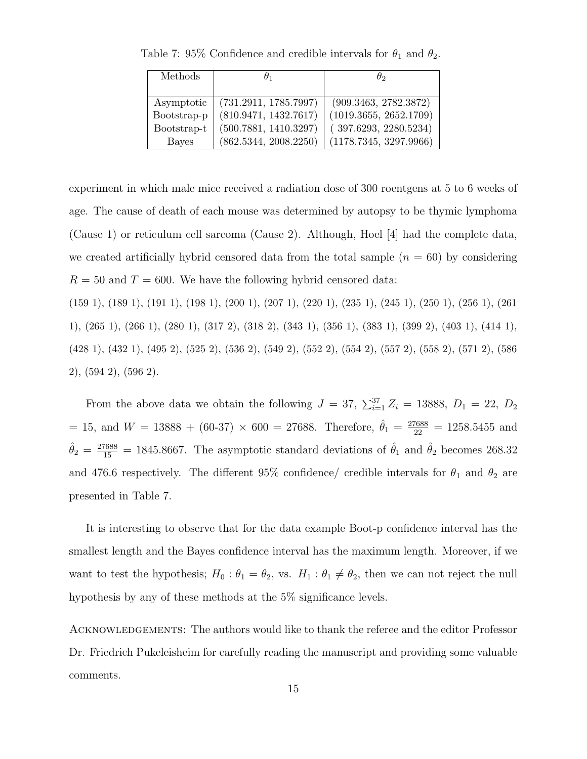Table 7: 95% Confidence and credible intervals for $\theta_1$ and $\theta_2$.

| Methods | $\theta_1$ | $\theta_2$ |
|---|---|---|
| Asymptotic | (731.2911, 1785.7997) | (909.3463, 2782.3872) |
| Bootstrap-p | (810.9471, 1432.7617) | (1019.3655, 2652.1709) |
| Bootstrap-t | (500.7881, 1410.3297) | ( 397.6293, 2280.5234) |
| Bayes | (862.5344, 2008.2250) | (1178.7345, 3297.9966) |

experiment in which male mice received a radiation dose of 300 roentgens at 5 to 6 weeks of age. The cause of death of each mouse was determined by autopsy to be thymic lymphoma (Cause 1) or reticulum cell sarcoma (Cause 2). Although, Hoel [4] had the complete data, we created artificially hybrid censored data from the total sample ($n = 60$) by considering $R = 50$ and $T = 600$. We have the following hybrid censored data:

(159 1), (189 1), (191 1), (198 1), (200 1), (207 1), (220 1), (235 1), (245 1), (250 1), (256 1), (261 1), (265 1), (266 1), (280 1), (317 2), (318 2), (343 1), (356 1), (383 1), (399 2), (403 1), (414 1), (428 1), (432 1), (495 2), (525 2), (536 2), (549 2), (552 2), (554 2), (557 2), (558 2), (571 2), (586 2), (594 2), (596 2).

From the above data we obtain the following $J = 37$, $\sum_{i=1}^{37} Z_i = 13888$, $D_1 = 22$, $D_2 = 15$, and $W = 13888 + (60\text{-}37) \times 600 = 27688$. Therefore, $\hat{\theta}_1 = \frac{27688}{22} = 1258.5455$ and $\hat{\theta}_2 = \frac{27688}{15} = 1845.8667$. The asymptotic standard deviations of $\hat{\theta}_1$ and $\hat{\theta}_2$ becomes 268.32 and 476.6 respectively. The different 95% confidence/ credible intervals for $\theta_1$ and $\theta_2$ are presented in Table 7.

It is interesting to observe that for the data example Boot-p confidence interval has the smallest length and the Bayes confidence interval has the maximum length. Moreover, if we want to test the hypothesis; $H_0 : \theta_1 = \theta_2$, vs. $H_1 : \theta_1 \neq \theta_2$, then we can not reject the null hypothesis by any of these methods at the 5% significance levels.

Acknowledgements: The authors would like to thank the referee and the editor Professor Dr. Friedrich Pukeleisheim for carefully reading the manuscript and providing some valuable comments.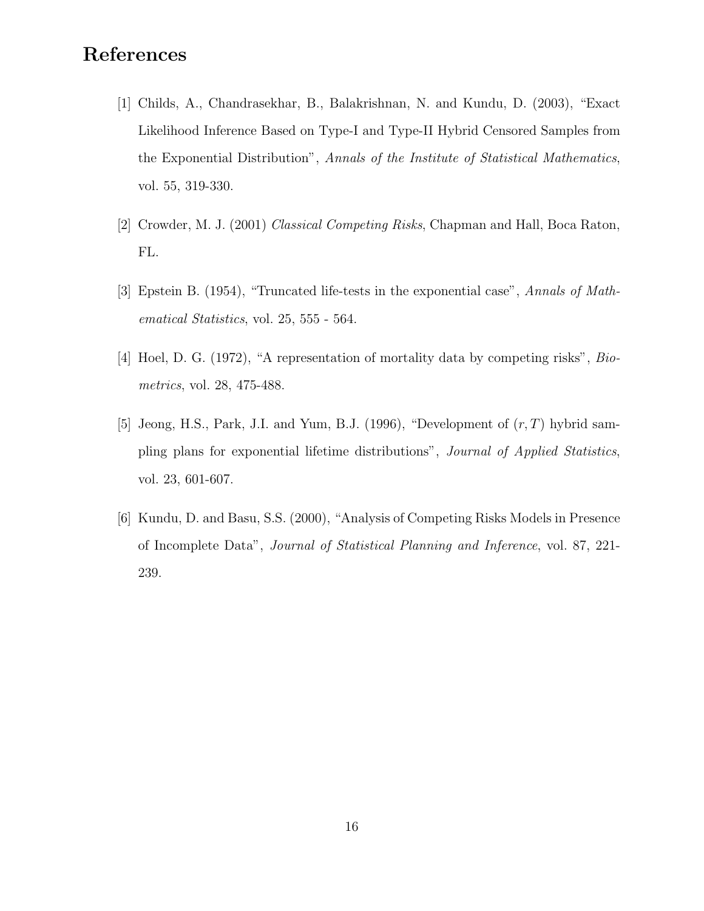# References

[1] Childs, A., Chandrasekhar, B., Balakrishnan, N. and Kundu, D. (2003), "Exact Likelihood Inference Based on Type-I and Type-II Hybrid Censored Samples from the Exponential Distribution", *Annals of the Institute of Statistical Mathematics*, vol. 55, 319-330.

[2] Crowder, M. J. (2001) *Classical Competing Risks*, Chapman and Hall, Boca Raton, FL.

[3] Epstein B. (1954), "Truncated life-tests in the exponential case", *Annals of Mathematical Statistics*, vol. 25, 555 - 564.

[4] Hoel, D. G. (1972), "A representation of mortality data by competing risks", *Biometrics*, vol. 28, 475-488.

[5] Jeong, H.S., Park, J.I. and Yum, B.J. (1996), "Development of $(r, T)$ hybrid sampling plans for exponential lifetime distributions", *Journal of Applied Statistics*, vol. 23, 601-607.

[6] Kundu, D. and Basu, S.S. (2000), "Analysis of Competing Risks Models in Presence of Incomplete Data", *Journal of Statistical Planning and Inference*, vol. 87, 221-239.